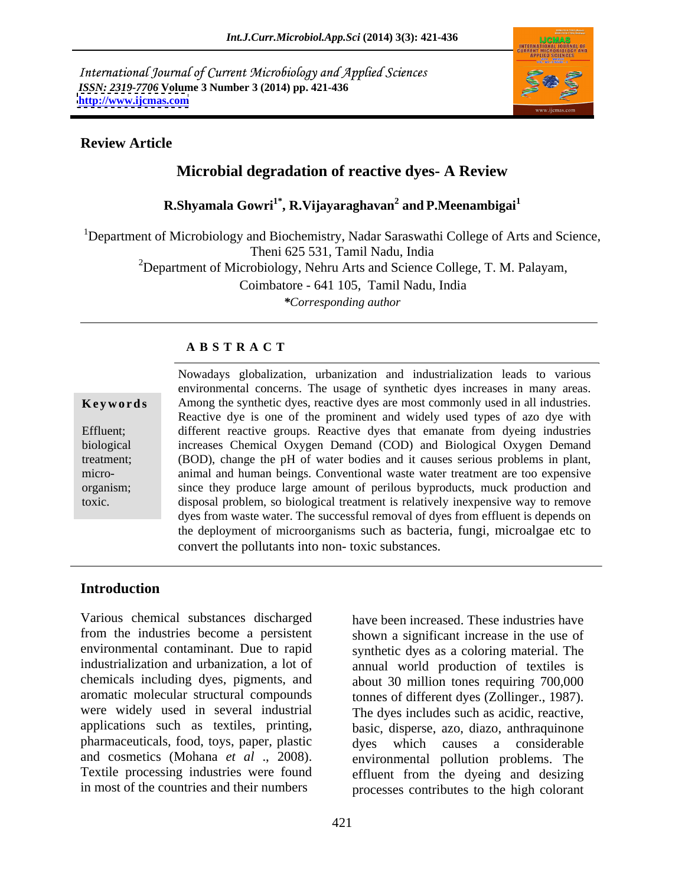International Journal of Current Microbiology and Applied Sciences
*ISSN: 2319-7706* **Volume 3 Number 3 (2014) pp. 421-436**
**http://www.ijcmas.com**

**Review Article**

# Microbial degradation of reactive dyes- A Review

**R.Shyamala Gowri[1*], R.Vijayaraghavan[2] and P.Meenambigai[1]**

[1]Department of Microbiology and Biochemistry, Nadar Saraswathi College of Arts and Science, Theni 625 531, Tamil Nadu, India

[2]Department of Microbiology, Nehru Arts and Science College, T. M. Palayam, Coimbatore - 641 105, Tamil Nadu, India

*\*Corresponding author*

## ABSTRACT

**Keywords**

Effluent; biological treatment; micro-organism; toxic.

Nowadays globalization, urbanization and industrialization leads to various environmental concerns. The usage of synthetic dyes increases in many areas. Among the synthetic dyes, reactive dyes are most commonly used in all industries. Reactive dye is one of the prominent and widely used types of azo dye with different reactive groups. Reactive dyes that emanate from dyeing industries increases Chemical Oxygen Demand (COD) and Biological Oxygen Demand (BOD), change the pH of water bodies and it causes serious problems in plant, animal and human beings. Conventional waste water treatment are too expensive since they produce large amount of perilous byproducts, muck production and disposal problem, so biological treatment is relatively inexpensive way to remove dyes from waste water. The successful removal of dyes from effluent is depends on the deployment of microorganisms such as bacteria, fungi, microalgae etc to convert the pollutants into non- toxic substances.

## Introduction

Various chemical substances discharged from the industries become a persistent environmental contaminant. Due to rapid industrialization and urbanization, a lot of chemicals including dyes, pigments, and aromatic molecular structural compounds were widely used in several industrial applications such as textiles, printing, pharmaceuticals, food, toys, paper, plastic and cosmetics (Mohana *et al* ., 2008). Textile processing industries were found in most of the countries and their numbers have been increased. These industries have shown a significant increase in the use of synthetic dyes as a coloring material. The annual world production of textiles is about 30 million tones requiring 700,000 tonnes of different dyes (Zollinger., 1987). The dyes includes such as acidic, reactive, basic, disperse, azo, diazo, anthraquinone dyes which causes a considerable environmental pollution problems. The effluent from the dyeing and desizing processes contributes to the high colorant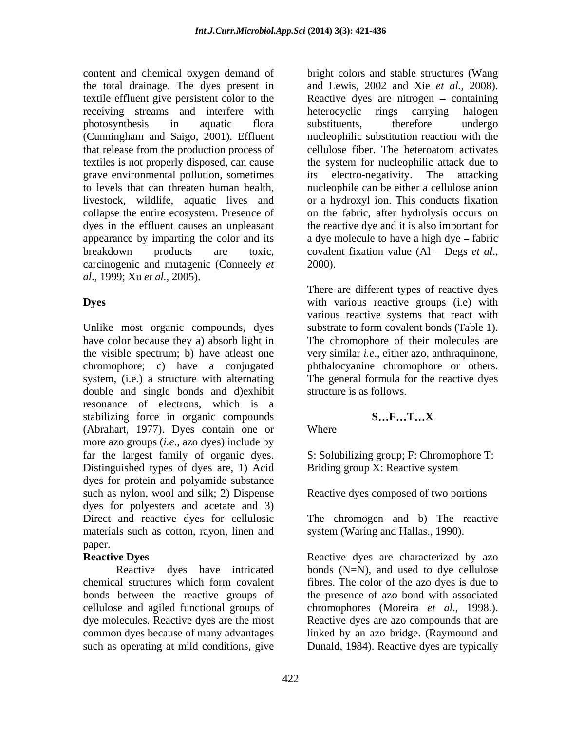content and chemical oxygen demand of the total drainage. The dyes present in textile effluent give persistent color to the receiving streams and interfere with photosynthesis in aquatic flora (Cunningham and Saigo, 2001). Effluent that release from the production process of textiles is not properly disposed, can cause grave environmental pollution, sometimes to levels that can threaten human health, livestock, wildlife, aquatic lives and collapse the entire ecosystem. Presence of dyes in the effluent causes an unpleasant appearance by imparting the color and its breakdown products are toxic, carcinogenic and mutagenic (Conneely *et al*., 1999; Xu *et al.*, 2005).

## Dyes

Unlike most organic compounds, dyes have color because they a) absorb light in the visible spectrum; b) have atleast one chromophore; c) have a conjugated system, (i.e.) a structure with alternating double and single bonds and d)exhibit resonance of electrons, which is a stabilizing force in organic compounds (Abrahart, 1977). Dyes contain one or more azo groups (*i.e*., azo dyes) include by far the largest family of organic dyes. Distinguished types of dyes are, 1) Acid dyes for protein and polyamide substance such as nylon, wool and silk; 2) Dispense dyes for polyesters and acetate and 3) Direct and reactive dyes for cellulosic materials such as cotton, rayon, linen and paper.

## Reactive Dyes

Reactive dyes have intricated chemical structures which form covalent bonds between the reactive groups of cellulose and agiled functional groups of dye molecules. Reactive dyes are the most common dyes because of many advantages such as operating at mild conditions, give bright colors and stable structures (Wang and Lewis, 2002 and Xie *et al.*, 2008). Reactive dyes are nitrogen – containing heterocyclic rings carrying halogen substituents, therefore undergo nucleophilic substitution reaction with the cellulose fiber. The heteroatom activates the system for nucleophilic attack due to its electro-negativity. The attacking nucleophile can be either a cellulose anion or a hydroxyl ion. This conducts fixation on the fabric, after hydrolysis occurs on the reactive dye and it is also important for a dye molecule to have a high dye – fabric covalent fixation value (Al – Degs *et al*., 2000).

There are different types of reactive dyes with various reactive groups (i.e) with various reactive systems that react with substrate to form covalent bonds (Table 1). The chromophore of their molecules are very similar *i.e*., either azo, anthraquinone, phthalocyanine chromophore or others. The general formula for the reactive dyes structure is as follows.

**S…F…T…X**

Where

S: Solubilizing group; F: Chromophore T: Briding group X: Reactive system

Reactive dyes composed of two portions

The chromogen and b) The reactive system (Waring and Hallas., 1990).

Reactive dyes are characterized by azo bonds (N=N), and used to dye cellulose fibres. The color of the azo dyes is due to the presence of azo bond with associated chromophores (Moreira *et al*., 1998.). Reactive dyes are azo compounds that are linked by an azo bridge. (Raymound and Dunald, 1984). Reactive dyes are typically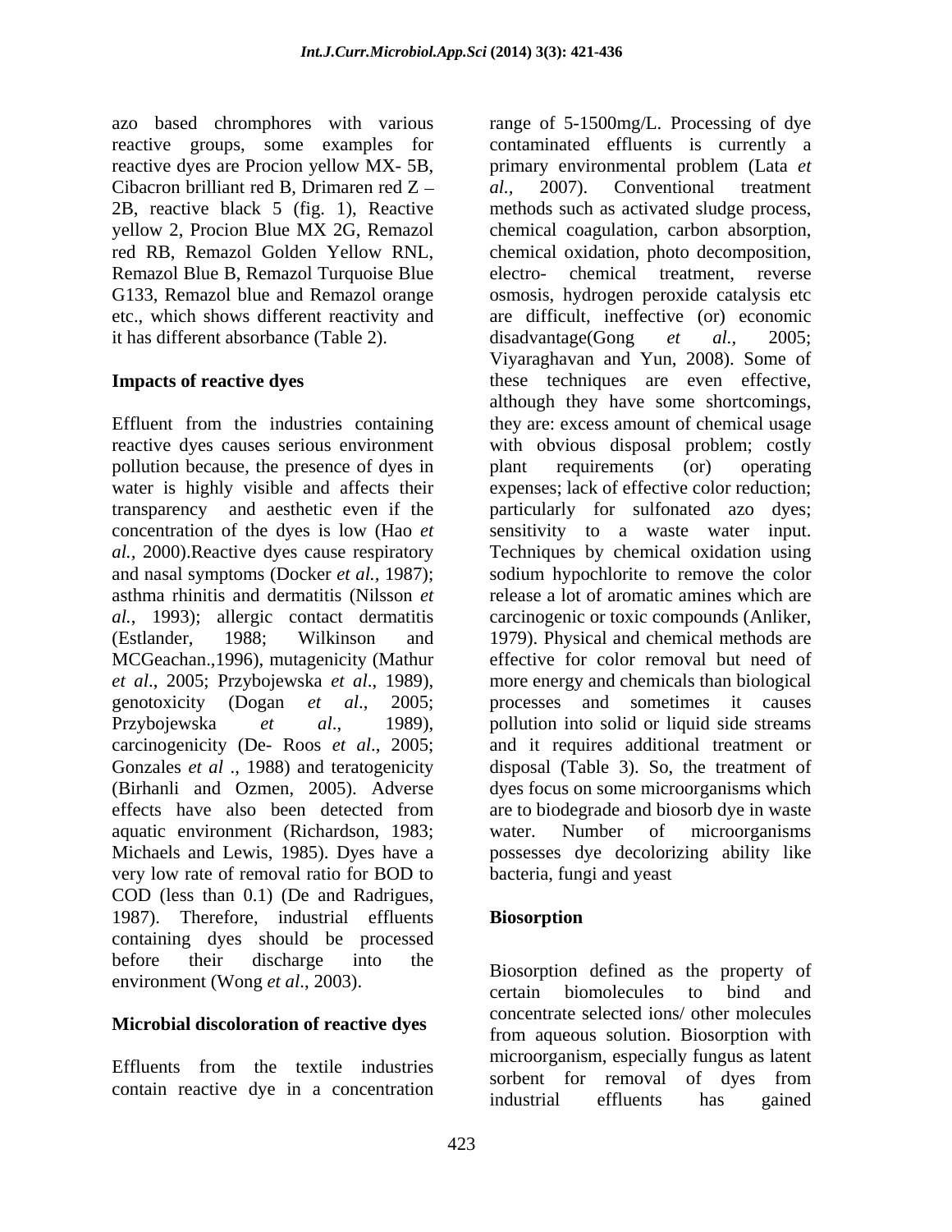azo based chromphores with various reactive groups, some examples for reactive dyes are Procion yellow MX- 5B, Cibacron brilliant red B, Drimaren red Z – 2B, reactive black 5 (fig. 1), Reactive yellow 2, Procion Blue MX 2G, Remazol red RB, Remazol Golden Yellow RNL, Remazol Blue B, Remazol Turquoise Blue G133, Remazol blue and Remazol orange etc., which shows different reactivity and it has different absorbance (Table 2).

## Impacts of reactive dyes

Effluent from the industries containing reactive dyes causes serious environment pollution because, the presence of dyes in water is highly visible and affects their transparency and aesthetic even if the concentration of the dyes is low (Hao *et al.*, 2000).Reactive dyes cause respiratory and nasal symptoms (Docker *et al.*, 1987); asthma rhinitis and dermatitis (Nilsson *et al.*, 1993); allergic contact dermatitis (Estlander, 1988; Wilkinson and MCGeachan.,1996), mutagenicity (Mathur *et al*., 2005; Przybojewska *et al*., 1989), genotoxicity (Dogan *et al*., 2005; Przybojewska *et al*., 1989), carcinogenicity (De- Roos *et al*., 2005; Gonzales *et al* ., 1988) and teratogenicity (Birhanli and Ozmen, 2005). Adverse effects have also been detected from aquatic environment (Richardson, 1983; Michaels and Lewis, 1985). Dyes have a very low rate of removal ratio for BOD to COD (less than 0.1) (De and Radrigues, 1987). Therefore, industrial effluents containing dyes should be processed before their discharge into the environment (Wong *et al*., 2003).

## Microbial discoloration of reactive dyes

Effluents from the textile industries contain reactive dye in a concentration range of 5-1500mg/L. Processing of dye contaminated effluents is currently a primary environmental problem (Lata *et al.,* 2007). Conventional treatment methods such as activated sludge process, chemical coagulation, carbon absorption, chemical oxidation, photo decomposition, electro- chemical treatment, reverse osmosis, hydrogen peroxide catalysis etc are difficult, ineffective (or) economic disadvantage(Gong *et al.,* 2005; Viyaraghavan and Yun, 2008). Some of these techniques are even effective, although they have some shortcomings, they are: excess amount of chemical usage with obvious disposal problem; costly plant requirements (or) operating expenses; lack of effective color reduction; particularly for sulfonated azo dyes; sensitivity to a waste water input. Techniques by chemical oxidation using sodium hypochlorite to remove the color release a lot of aromatic amines which are carcinogenic or toxic compounds (Anliker, 1979). Physical and chemical methods are effective for color removal but need of more energy and chemicals than biological processes and sometimes it causes pollution into solid or liquid side streams and it requires additional treatment or disposal (Table 3). So, the treatment of dyes focus on some microorganisms which are to biodegrade and biosorb dye in waste water. Number of microorganisms possesses dye decolorizing ability like bacteria, fungi and yeast

## Biosorption

Biosorption defined as the property of certain biomolecules to bind and concentrate selected ions/ other molecules from aqueous solution. Biosorption with microorganism, especially fungus as latent sorbent for removal of dyes from industrial effluents has gained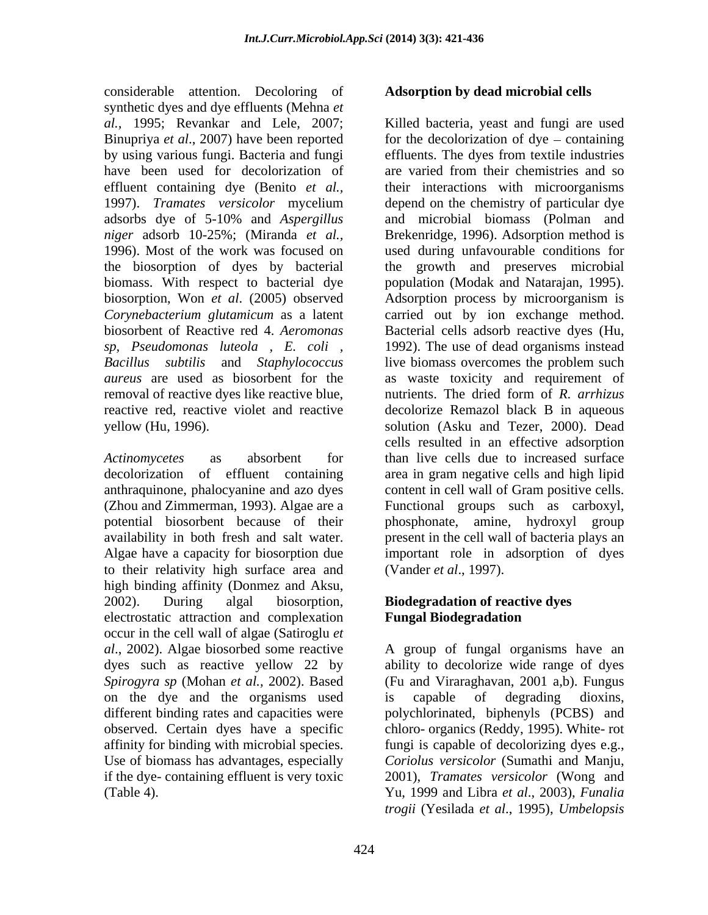considerable attention. Decoloring of synthetic dyes and dye effluents (Mehna *et al.,* 1995; Revankar and Lele, 2007; Binupriya *et al*., 2007) have been reported by using various fungi. Bacteria and fungi have been used for decolorization of effluent containing dye (Benito *et al.,* 1997). *Tramates versicolor* mycelium adsorbs dye of 5-10% and *Aspergillus niger* adsorb 10-25%; (Miranda *et al.,* 1996). Most of the work was focused on the biosorption of dyes by bacterial biomass. With respect to bacterial dye biosorption, Won *et al*. (2005) observed *Corynebacterium glutamicum* as a latent biosorbent of Reactive red 4. *Aeromonas sp, Pseudomonas luteola , E. coli , Bacillus subtilis* and *Staphylococcus aureus* are used as biosorbent for the removal of reactive dyes like reactive blue, reactive red, reactive violet and reactive yellow (Hu, 1996).

*Actinomycetes* as absorbent for decolorization of effluent containing anthraquinone, phalocyanine and azo dyes (Zhou and Zimmerman, 1993). Algae are a potential biosorbent because of their availability in both fresh and salt water. Algae have a capacity for biosorption due to their relativity high surface area and high binding affinity (Donmez and Aksu, 2002). During algal biosorption, electrostatic attraction and complexation occur in the cell wall of algae (Satiroglu *et al*., 2002). Algae biosorbed some reactive dyes such as reactive yellow 22 by *Spirogyra sp* (Mohan *et al.,* 2002). Based on the dye and the organisms used different binding rates and capacities were observed. Certain dyes have a specific affinity for binding with microbial species. Use of biomass has advantages, especially if the dye- containing effluent is very toxic (Table 4).

**Adsorption by dead microbial cells**

Killed bacteria, yeast and fungi are used for the decolorization of dye – containing effluents. The dyes from textile industries are varied from their chemistries and so their interactions with microorganisms depend on the chemistry of particular dye and microbial biomass (Polman and Brekenridge, 1996). Adsorption method is used during unfavourable conditions for the growth and preserves microbial population (Modak and Natarajan, 1995). Adsorption process by microorganism is carried out by ion exchange method. Bacterial cells adsorb reactive dyes (Hu, 1992). The use of dead organisms instead live biomass overcomes the problem such as waste toxicity and requirement of nutrients. The dried form of *R. arrhizus* decolorize Remazol black B in aqueous solution (Asku and Tezer, 2000). Dead cells resulted in an effective adsorption than live cells due to increased surface area in gram negative cells and high lipid content in cell wall of Gram positive cells. Functional groups such as carboxyl, phosphonate, amine, hydroxyl group present in the cell wall of bacteria plays an important role in adsorption of dyes (Vander *et al*., 1997).

**Biodegradation of reactive dyes**

**Fungal Biodegradation**

A group of fungal organisms have an ability to decolorize wide range of dyes (Fu and Viraraghavan, 2001 a,b). Fungus is capable of degrading dioxins, polychlorinated, biphenyls (PCBS) and chloro- organics (Reddy, 1995). White- rot fungi is capable of decolorizing dyes e.g., *Coriolus versicolor* (Sumathi and Manju, 2001), *Tramates versicolor* (Wong and Yu, 1999 and Libra *et al*., 2003), *Funalia trogii* (Yesilada *et al*., 1995), *Umbelopsis*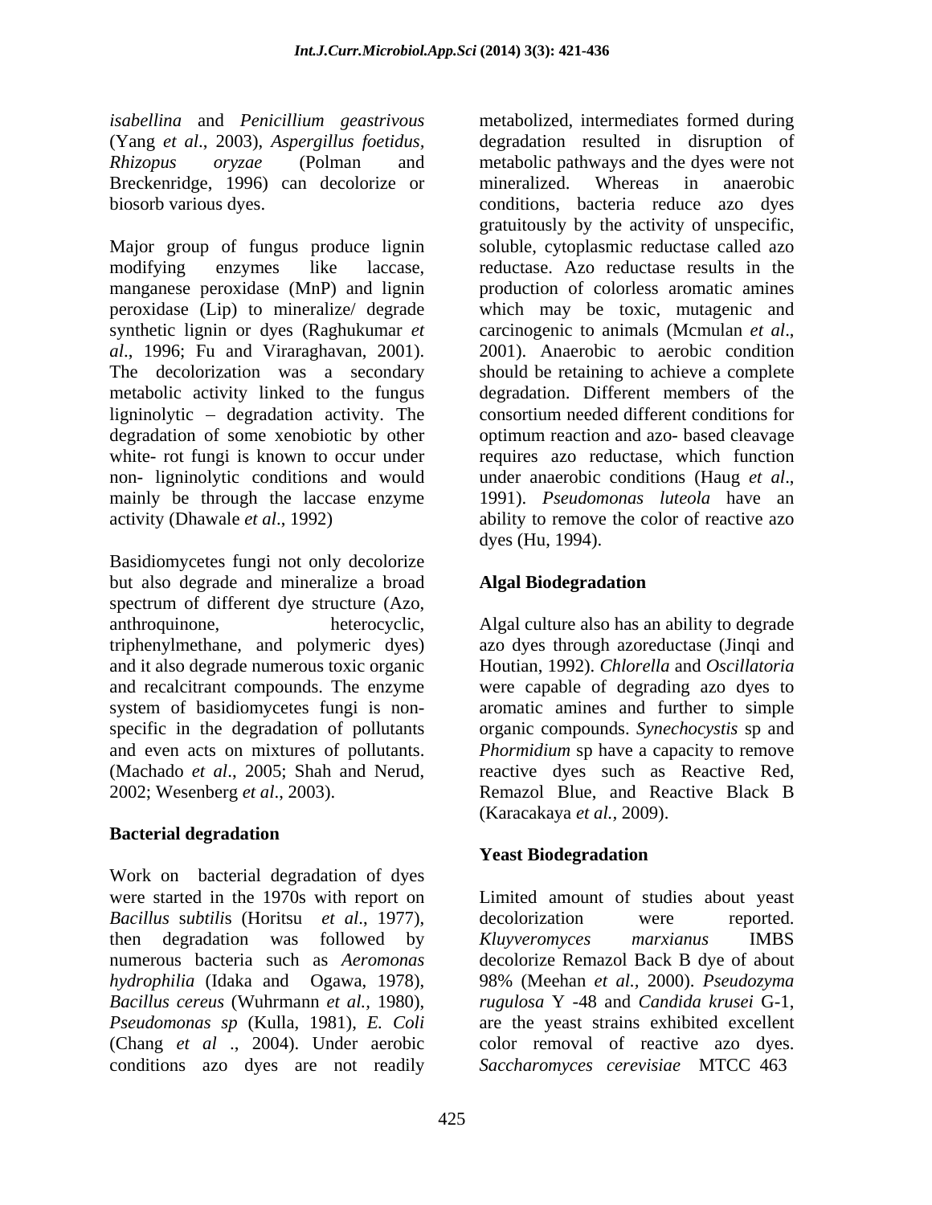*isabellina* and *Penicillium geastrivous* (Yang *et al*., 2003), *Aspergillus foetidus, Rhizopus oryzae* (Polman and Breckenridge, 1996) can decolorize or biosorb various dyes.

Major group of fungus produce lignin modifying enzymes like laccase, manganese peroxidase (MnP) and lignin peroxidase (Lip) to mineralize/ degrade synthetic lignin or dyes (Raghukumar *et al*., 1996; Fu and Viraraghavan, 2001). The decolorization was a secondary metabolic activity linked to the fungus ligninolytic – degradation activity. The degradation of some xenobiotic by other white- rot fungi is known to occur under non- ligninolytic conditions and would mainly be through the laccase enzyme activity (Dhawale *et al*., 1992)

Basidiomycetes fungi not only decolorize but also degrade and mineralize a broad spectrum of different dye structure (Azo, anthroquinone, heterocyclic, triphenylmethane, and polymeric dyes) and it also degrade numerous toxic organic and recalcitrant compounds. The enzyme system of basidiomycetes fungi is non-specific in the degradation of pollutants and even acts on mixtures of pollutants. (Machado *et al*., 2005; Shah and Nerud, 2002; Wesenberg *et al*., 2003).

## Bacterial degradation

Work on bacterial degradation of dyes were started in the 1970s with report on *Bacillus subtilis* (Horitsu *et al*., 1977), then degradation was followed by numerous bacteria such as *Aeromonas hydrophilia* (Idaka and Ogawa, 1978), *Bacillus cereus* (Wuhrmann *et al.*, 1980), *Pseudomonas sp* (Kulla, 1981), *E. Coli* (Chang *et al* ., 2004). Under aerobic conditions azo dyes are not readily metabolized, intermediates formed during degradation resulted in disruption of metabolic pathways and the dyes were not mineralized. Whereas in anaerobic conditions, bacteria reduce azo dyes gratuitously by the activity of unspecific, soluble, cytoplasmic reductase called azo reductase. Azo reductase results in the production of colorless aromatic amines which may be toxic, mutagenic and carcinogenic to animals (Mcmulan *et al*., 2001). Anaerobic to aerobic condition should be retaining to achieve a complete degradation. Different members of the consortium needed different conditions for optimum reaction and azo- based cleavage requires azo reductase, which function under anaerobic conditions (Haug *et al*., 1991). *Pseudomonas luteola* have an ability to remove the color of reactive azo dyes (Hu, 1994).

## Algal Biodegradation

Algal culture also has an ability to degrade azo dyes through azoreductase (Jinqi and Houtian, 1992). *Chlorella* and *Oscillatoria* were capable of degrading azo dyes to aromatic amines and further to simple organic compounds. *Synechocystis* sp and *Phormidium* sp have a capacity to remove reactive dyes such as Reactive Red, Remazol Blue, and Reactive Black B (Karacakaya *et al.,* 2009).

## Yeast Biodegradation

Limited amount of studies about yeast decolorization were reported. *Kluyveromyces marxianus* IMBS decolorize Remazol Back B dye of about 98% (Meehan *et al.*, 2000). *Pseudozyma rugulosa* Y -48 and *Candida krusei* G-1, are the yeast strains exhibited excellent color removal of reactive azo dyes. *Saccharomyces cerevisiae* MTCC 463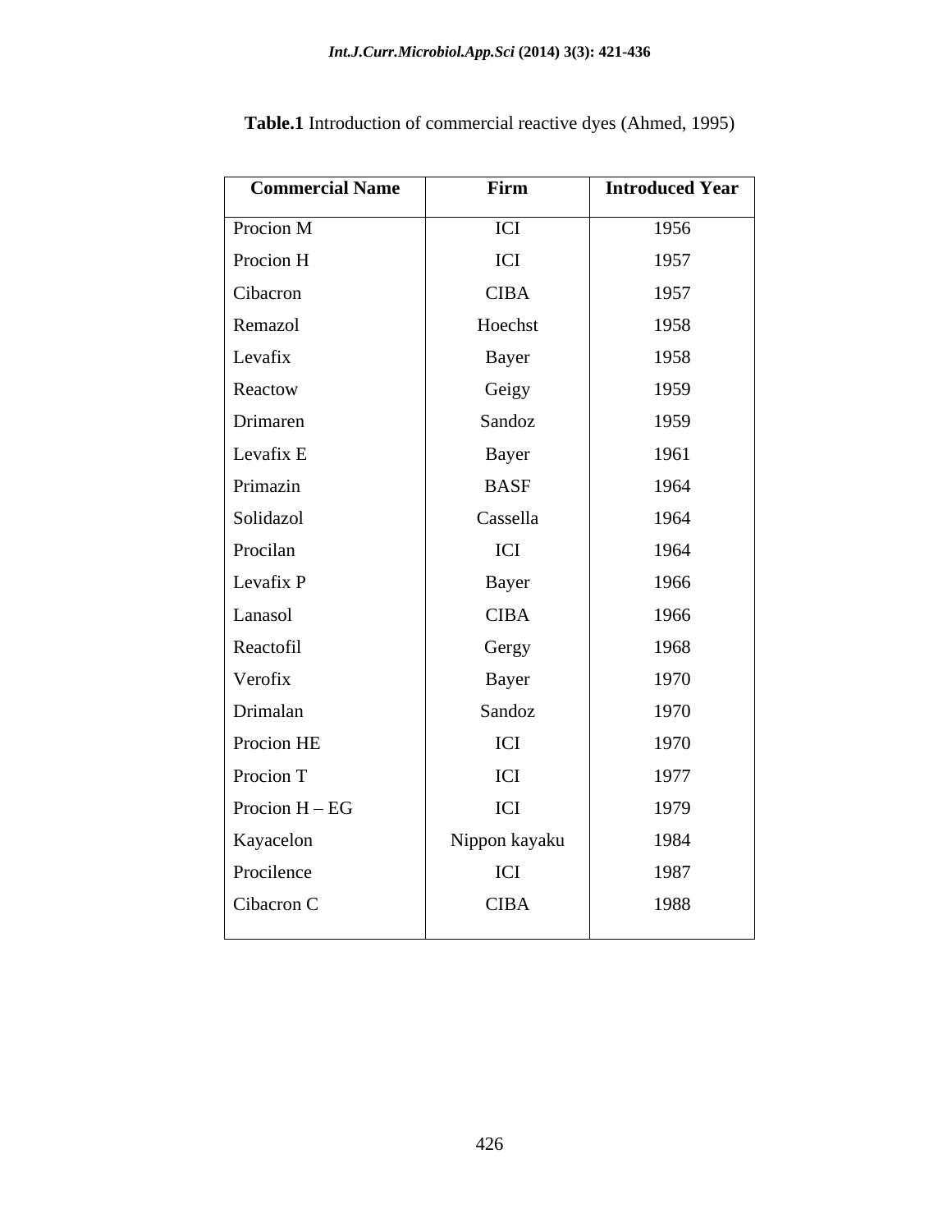**Table.1** Introduction of commercial reactive dyes (Ahmed, 1995)

| Commercial Name | Firm | Introduced Year |
|---|---|---|
| Procion M | ICI | 1956 |
| Procion H | ICI | 1957 |
| Cibacron | CIBA | 1957 |
| Remazol | Hoechst | 1958 |
| Levafix | Bayer | 1958 |
| Reactow | Geigy | 1959 |
| Drimaren | Sandoz | 1959 |
| Levafix E | Bayer | 1961 |
| Primazin | BASF | 1964 |
| Solidazol | Cassella | 1964 |
| Procilan | ICI | 1964 |
| Levafix P | Bayer | 1966 |
| Lanasol | CIBA | 1966 |
| Reactofil | Gergy | 1968 |
| Verofix | Bayer | 1970 |
| Drimalan | Sandoz | 1970 |
| Procion HE | ICI | 1970 |
| Procion T | ICI | 1977 |
| Procion H – EG | ICI | 1979 |
| Kayacelon | Nippon kayaku | 1984 |
| Procilence | ICI | 1987 |
| Cibacron C | CIBA | 1988 |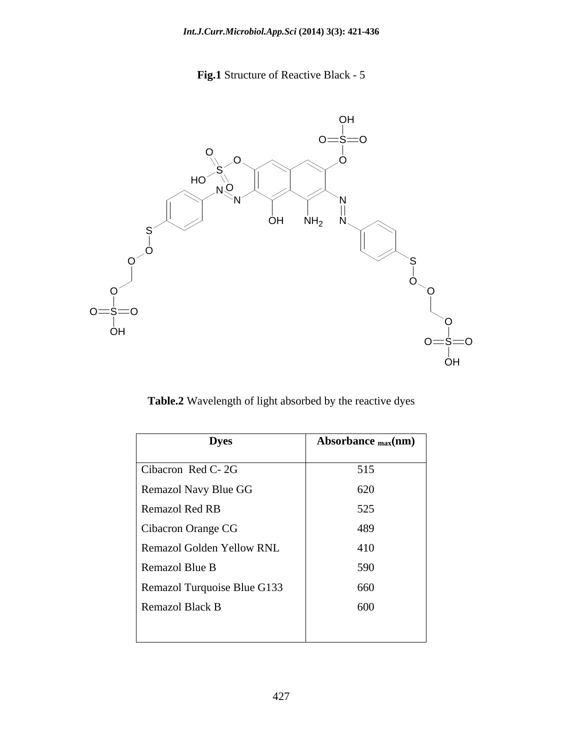**Fig.1** Structure of Reactive Black - 5

**Table.2** Wavelength of light absorbed by the reactive dyes

| Dyes | Absorbance $_{max}$(nm) |
|---|---|
| Cibacron Red C- 2G | 515 |
| Remazol Navy Blue GG | 620 |
| Remazol Red RB | 525 |
| Cibacron Orange CG | 489 |
| Remazol Golden Yellow RNL | 410 |
| Remazol Blue B | 590 |
| Remazol Turquoise Blue G133 | 660 |
| Remazol Black B | 600 |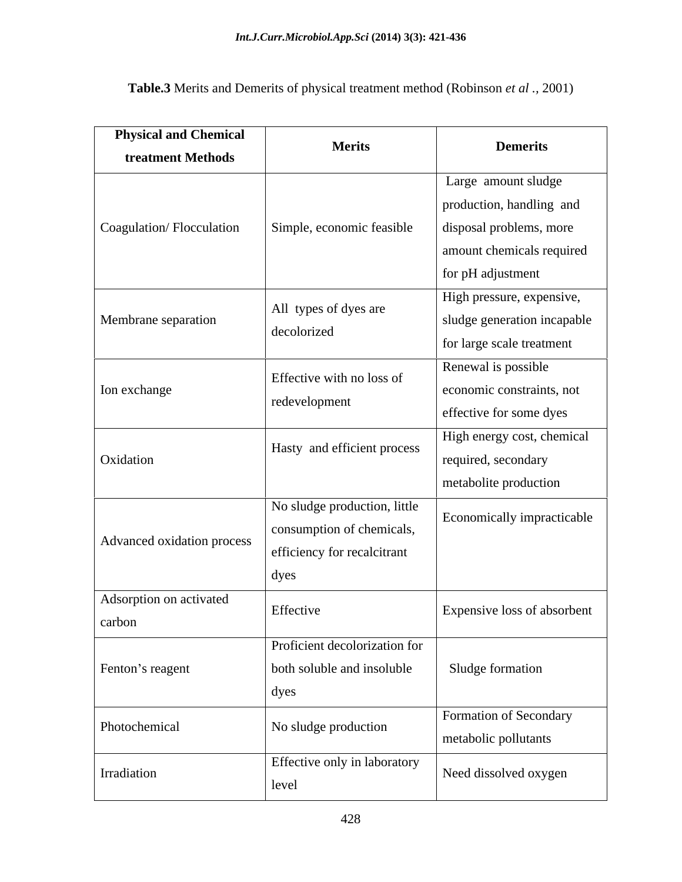**Table.3** Merits and Demerits of physical treatment method (Robinson *et al* ., 2001)

| Physical and Chemical treatment Methods | Merits | Demerits |
|---|---|---|
| Coagulation/ Flocculation | Simple, economic feasible | Large amount sludge production, handling and disposal problems, more amount chemicals required for pH adjustment |
| Membrane separation | All types of dyes are decolorized | High pressure, expensive, sludge generation incapable for large scale treatment |
| Ion exchange | Effective with no loss of redevelopment | Renewal is possible economic constraints, not effective for some dyes |
| Oxidation | Hasty and efficient process | High energy cost, chemical required, secondary metabolite production |
| Advanced oxidation process | No sludge production, little consumption of chemicals, efficiency for recalcitrant dyes | Economically impracticable |
| Adsorption on activated carbon | Effective | Expensive loss of absorbent |
| Fenton's reagent | Proficient decolorization for both soluble and insoluble dyes | Sludge formation |
| Photochemical | No sludge production | Formation of Secondary metabolic pollutants |
| Irradiation | Effective only in laboratory level | Need dissolved oxygen |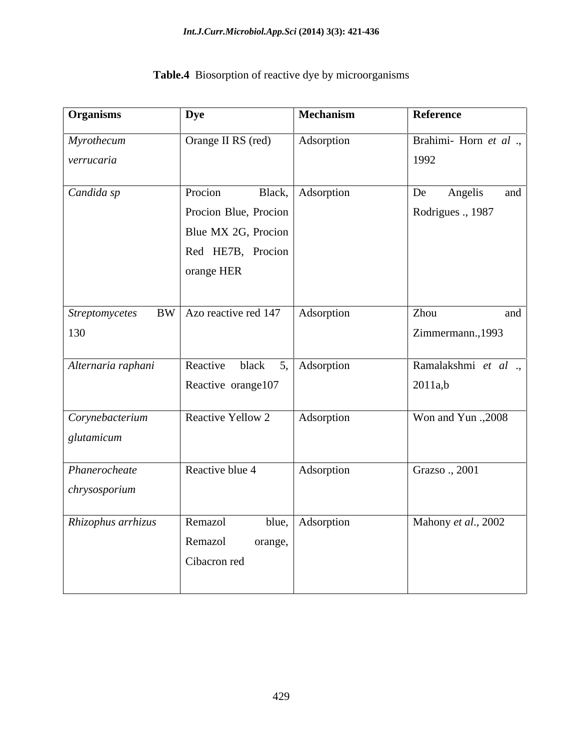**Table.4** Biosorption of reactive dye by microorganisms

| Organisms | Dye | Mechanism | Reference |
|---|---|---|---|
| *Myrothecum verrucaria* | Orange II RS (red) | Adsorption | Brahimi- Horn *et al* ., 1992 |
| *Candida sp* | Procion Black, Procion Blue, Procion Blue MX 2G, Procion Red HE7B, Procion orange HER | Adsorption | De Angelis and Rodrigues ., 1987 |
| *Streptomycetes* BW 130 | Azo reactive red 147 | Adsorption | Zhou and Zimmermann.,1993 |
| *Alternaria raphani* | Reactive black 5, Reactive orange107 | Adsorption | Ramalakshmi *et al* ., 2011a,b |
| *Corynebacterium glutamicum* | Reactive Yellow 2 | Adsorption | Won and Yun .,2008 |
| *Phanerocheate chrysosporium* | Reactive blue 4 | Adsorption | Grazso ., 2001 |
| *Rhizophus arrhizus* | Remazol blue, Remazol orange, Cibacron red | Adsorption | Mahony *et al*., 2002 |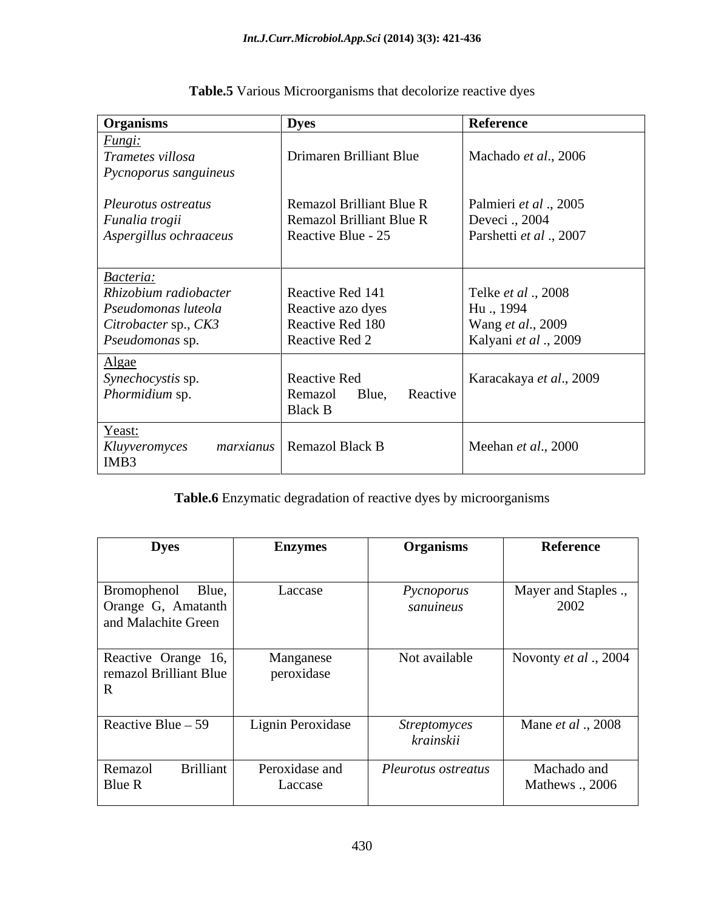**Table.5** Various Microorganisms that decolorize reactive dyes

| Organisms | Dyes | Reference |
|---|---|---|
| *Fungi:* | | |
| *Trametes villosa* *Pycnoporus sanguineus* | Drimaren Brilliant Blue | Machado *et al*., 2006 |
| *Pleurotus ostreatus* | Remazol Brilliant Blue R | Palmieri *et al* ., 2005 |
| *Funalia trogii* | Remazol Brilliant Blue R | Deveci ., 2004 |
| *Aspergillus ochraaceus* | Reactive Blue - 25 | Parshetti *et al* ., 2007 |
| *Bacteria:* | | |
| *Rhizobium radiobacter* | Reactive Red 141 | Telke *et al* ., 2008 |
| *Pseudomonas luteola* | Reactive azo dyes | Hu ., 1994 |
| *Citrobacter* sp., *CK3* | Reactive Red 180 | Wang *et al*., 2009 |
| *Pseudomonas* sp. | Reactive Red 2 | Kalyani *et al* ., 2009 |
| Algae | | |
| *Synechocystis* sp. *Phormidium* sp. | Reactive Red Remazol Blue, Reactive Black B | Karacakaya *et al*., 2009 |
| Yeast: | | |
| *Kluyveromyces marxianus* IMB3 | Remazol Black B | Meehan *et al*., 2000 |

**Table.6** Enzymatic degradation of reactive dyes by microorganisms

| Dyes | Enzymes | Organisms | Reference |
|---|---|---|---|
| Bromophenol Blue, Orange G, Amatanth and Malachite Green | Laccase | *Pycnoporus sanuineus* | Mayer and Staples ., 2002 |
| Reactive Orange 16, remazol Brilliant Blue R | Manganese peroxidase | Not available | Novonty *et al* ., 2004 |
| Reactive Blue – 59 | Lignin Peroxidase | *Streptomyces krainskii* | Mane *et al* ., 2008 |
| Remazol Brilliant Blue R | Peroxidase and Laccase | *Pleurotus ostreatus* | Machado and Mathews ., 2006 |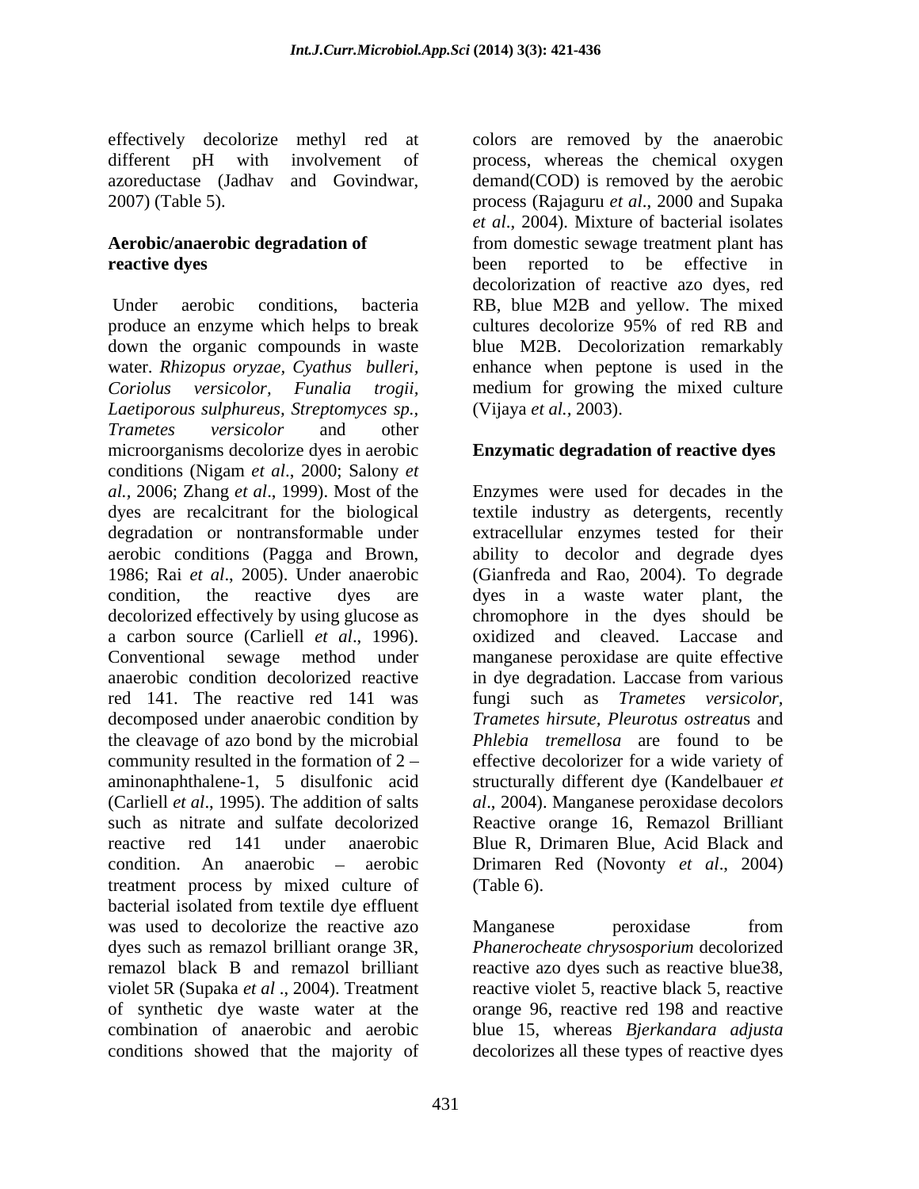effectively decolorize methyl red at different pH with involvement of azoreductase (Jadhav and Govindwar, 2007) (Table 5).

**Aerobic/anaerobic degradation of reactive dyes**

Under aerobic conditions, bacteria produce an enzyme which helps to break down the organic compounds in waste water. *Rhizopus oryzae*, *Cyathus bulleri*, *Coriolus versicolor*, *Funalia trogii*, *Laetiporous sulphureus*, *Streptomyces sp.*, *Trametes versicolor* and other microorganisms decolorize dyes in aerobic conditions (Nigam *et al*., 2000; Salony *et al.*, 2006; Zhang *et al*., 1999). Most of the dyes are recalcitrant for the biological degradation or nontransformable under aerobic conditions (Pagga and Brown, 1986; Rai *et al*., 2005). Under anaerobic condition, the reactive dyes are decolorized effectively by using glucose as a carbon source (Carliell *et al*., 1996). Conventional sewage method under anaerobic condition decolorized reactive red 141. The reactive red 141 was decomposed under anaerobic condition by the cleavage of azo bond by the microbial community resulted in the formation of 2 – aminonaphthalene-1, 5 disulfonic acid (Carliell *et al*., 1995). The addition of salts such as nitrate and sulfate decolorized reactive red 141 under anaerobic condition. An anaerobic – aerobic treatment process by mixed culture of bacterial isolated from textile dye effluent was used to decolorize the reactive azo dyes such as remazol brilliant orange 3R, remazol black B and remazol brilliant violet 5R (Supaka *et al* ., 2004). Treatment of synthetic dye waste water at the combination of anaerobic and aerobic conditions showed that the majority of colors are removed by the anaerobic process, whereas the chemical oxygen demand(COD) is removed by the aerobic process (Rajaguru *et al*., 2000 and Supaka *et al*., 2004). Mixture of bacterial isolates from domestic sewage treatment plant has been reported to be effective in decolorization of reactive azo dyes, red RB, blue M2B and yellow. The mixed cultures decolorize 95% of red RB and blue M2B. Decolorization remarkably enhance when peptone is used in the medium for growing the mixed culture (Vijaya *et al.,* 2003).

**Enzymatic degradation of reactive dyes**

Enzymes were used for decades in the textile industry as detergents, recently extracellular enzymes tested for their ability to decolor and degrade dyes (Gianfreda and Rao, 2004). To degrade dyes in a waste water plant, the chromophore in the dyes should be oxidized and cleaved. Laccase and manganese peroxidase are quite effective in dye degradation. Laccase from various fungi such as *Trametes versicolor*, *Trametes hirsute, Pleurotus ostreatu*s and *Phlebia tremellosa* are found to be effective decolorizer for a wide variety of structurally different dye (Kandelbauer *et al*., 2004). Manganese peroxidase decolors Reactive orange 16, Remazol Brilliant Blue R, Drimaren Blue, Acid Black and Drimaren Red (Novonty *et al*., 2004) (Table 6).

Manganese peroxidase from *Phanerocheate chrysosporium* decolorized reactive azo dyes such as reactive blue38, reactive violet 5, reactive black 5, reactive orange 96, reactive red 198 and reactive blue 15, whereas *Bjerkandara adjusta* decolorizes all these types of reactive dyes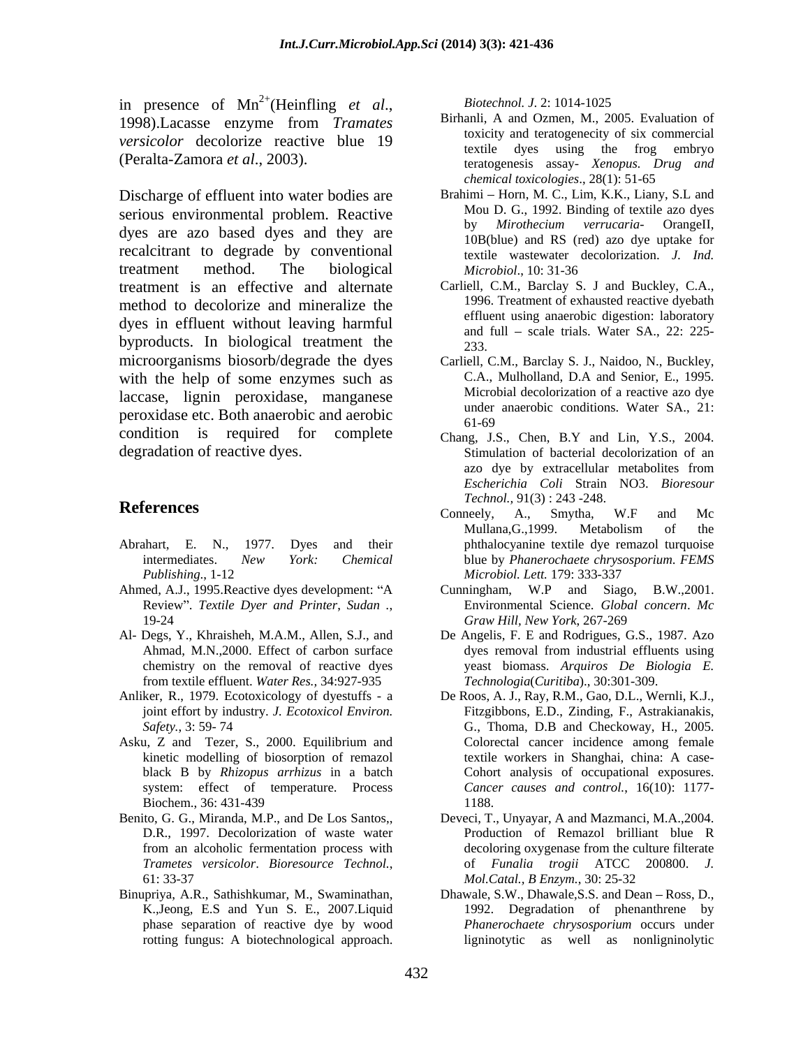in presence of $Mn^{2+}$(Heinfling *et al*., 1998).Lacasse enzyme from *Tramates versicolor* decolorize reactive blue 19 (Peralta-Zamora *et al*., 2003).

Discharge of effluent into water bodies are serious environmental problem. Reactive dyes are azo based dyes and they are recalcitrant to degrade by conventional treatment method. The biological treatment is an effective and alternate method to decolorize and mineralize the dyes in effluent without leaving harmful byproducts. In biological treatment the microorganisms biosorb/degrade the dyes with the help of some enzymes such as laccase, lignin peroxidase, manganese peroxidase etc. Both anaerobic and aerobic condition is required for complete degradation of reactive dyes.

## References

Abrahart, E. N., 1977. Dyes and their intermediates. *New York: Chemical Publishing*., 1-12

Ahmed, A.J., 1995.Reactive dyes development: "A Review". *Textile Dyer and Printer, Sudan* ., 19-24

Al- Degs, Y., Khraisheh, M.A.M., Allen, S.J., and Ahmad, M.N.,2000. Effect of carbon surface chemistry on the removal of reactive dyes from textile effluent. *Water Res.,* 34:927-935

Anliker, R., 1979. Ecotoxicology of dyestuffs - a joint effort by industry. *J. Ecotoxicol Environ. Safety.*, 3: 59- 74

Asku, Z and Tezer, S., 2000. Equilibrium and kinetic modelling of biosorption of remazol black B by *Rhizopus arrhizus* in a batch system: effect of temperature. Process Biochem., 36: 431-439

Benito, G. G., Miranda, M.P., and De Los Santos,, D.R., 1997. Decolorization of waste water from an alcoholic fermentation process with *Trametes versicolor*. *Bioresource Technol.*, 61: 33-37

Binupriya, A.R., Sathishkumar, M., Swaminathan, K.,Jeong, E.S and Yun S. E., 2007.Liquid phase separation of reactive dye by wood rotting fungus: A biotechnological approach. *Biotechnol. J.* 2: 1014-1025

Birhanli, A and Ozmen, M., 2005. Evaluation of toxicity and teratogenecity of six commercial textile dyes using the frog embryo teratogenesis assay- *Xenopus. Drug and chemical toxicologies*., 28(1): 51-65

Brahimi – Horn, M. C., Lim, K.K., Liany, S.L and Mou D. G., 1992. Binding of textile azo dyes by *Mirothecium verrucaria*- OrangeII, 10B(blue) and RS (red) azo dye uptake for textile wastewater decolorization. *J. Ind. Microbiol*., 10: 31-36

Carliell, C.M., Barclay S. J and Buckley, C.A., 1996. Treatment of exhausted reactive dyebath effluent using anaerobic digestion: laboratory and full – scale trials. Water SA., 22: 225-233.

Carliell, C.M., Barclay S. J., Naidoo, N., Buckley, C.A., Mulholland, D.A and Senior, E., 1995. Microbial decolorization of a reactive azo dye under anaerobic conditions. Water SA., 21: 61-69

Chang, J.S., Chen, B.Y and Lin, Y.S., 2004. Stimulation of bacterial decolorization of an azo dye by extracellular metabolites from *Escherichia Coli* Strain NO3. *Bioresour Technol.,* 91(3) : 243 -248.

Conneely, A., Smytha, W.F and Mc Mullana,G.,1999. Metabolism of the phthalocyanine textile dye remazol turquoise blue by *Phanerochaete chrysosporium*. *FEMS Microbiol. Lett.* 179: 333-337

Cunningham, W.P and Siago, B.W.,2001. Environmental Science. *Global concern*. *Mc Graw Hill, New York,* 267-269

De Angelis, F. E and Rodrigues, G.S., 1987. Azo dyes removal from industrial effluents using yeast biomass. *Arquiros De Biologia E. Technologia*(*Curitiba*)., 30:301-309.

De Roos, A. J., Ray, R.M., Gao, D.L., Wernli, K.J., Fitzgibbons, E.D., Zinding, F., Astrakianakis, G., Thoma, D.B and Checkoway, H., 2005. Colorectal cancer incidence among female textile workers in Shanghai, china: A case-Cohort analysis of occupational exposures. *Cancer causes and control.*, 16(10): 1177-1188.

Deveci, T., Unyayar, A and Mazmanci, M.A.,2004. Production of Remazol brilliant blue R decoloring oxygenase from the culture filterate of *Funalia trogii* ATCC 200800. *J. Mol.Catal., B Enzym.*, 30: 25-32

Dhawale, S.W., Dhawale,S.S. and Dean – Ross, D., 1992. Degradation of phenanthrene by *Phanerochaete chrysosporium* occurs under ligninotytic as well as nonligninolytic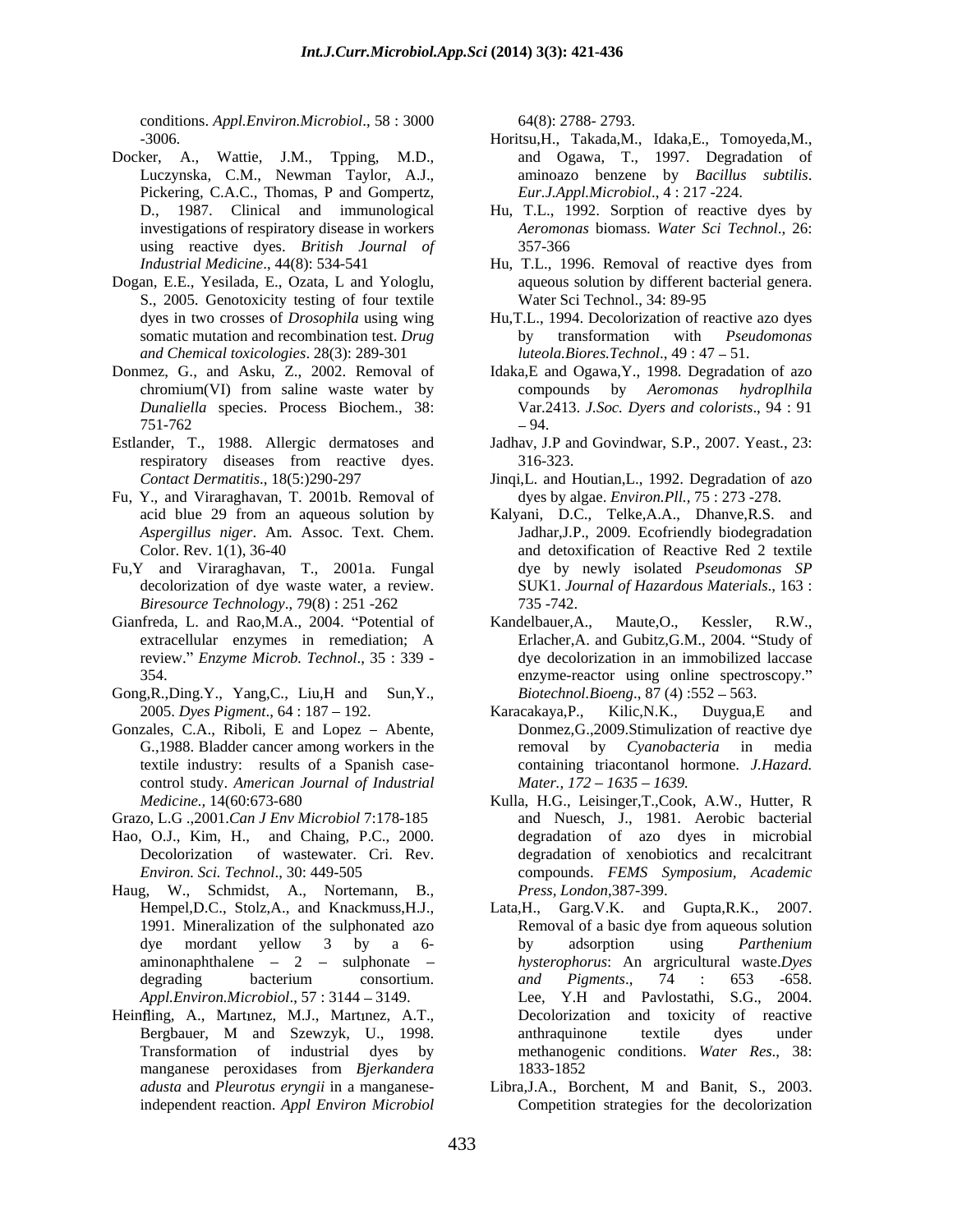conditions. *Appl.Environ.Microbiol*., 58 : 3000 -3006.

Docker, A., Wattie, J.M., Tpping, M.D., Luczynska, C.M., Newman Taylor, A.J., Pickering, C.A.C., Thomas, P and Gompertz, D., 1987. Clinical and immunological investigations of respiratory disease in workers using reactive dyes. *British Journal of Industrial Medicine*., 44(8): 534-541

Dogan, E.E., Yesilada, E., Ozata, L and Yologlu, S., 2005. Genotoxicity testing of four textile dyes in two crosses of *Drosophila* using wing somatic mutation and recombination test. *Drug and Chemical toxicologies*. 28(3): 289-301

Donmez, G., and Asku, Z., 2002. Removal of chromium(VI) from saline waste water by *Dunaliella* species. Process Biochem., 38: 751-762

Estlander, T., 1988. Allergic dermatoses and respiratory diseases from reactive dyes. *Contact Dermatitis*., 18(5:)290-297

Fu, Y., and Viraraghavan, T. 2001b. Removal of acid blue 29 from an aqueous solution by *Aspergillus niger*. Am. Assoc. Text. Chem. Color. Rev. 1(1), 36-40

Fu,Y and Viraraghavan, T., 2001a. Fungal decolorization of dye waste water, a review. *Biresource Technology*., 79(8) : 251 -262

Gianfreda, L. and Rao,M.A., 2004. "Potential of extracellular enzymes in remediation; A review." *Enzyme Microb. Technol*., 35 : 339 -354.

Gong,R.,Ding.Y., Yang,C., Liu,H and Sun,Y., 2005. *Dyes Pigment*., 64 : 187 – 192.

Gonzales, C.A., Riboli, E and Lopez – Abente, G.,1988. Bladder cancer among workers in the textile industry: results of a Spanish case-control study. *American Journal of Industrial Medicine.*, 14(60:673-680

Grazo, L.G .,2001.*Can J Env Microbiol* 7:178-185

Hao, O.J., Kim, H., and Chaing, P.C., 2000. Decolorization of wastewater. Cri. Rev. *Environ. Sci. Technol*., 30: 449-505

Haug, W., Schmidst, A., Nortemann, B., Hempel,D.C., Stolz,A., and Knackmuss,H.J., 1991. Mineralization of the sulphonated azo dye mordant yellow 3 by a 6-aminonaphthalene – 2 – sulphonate – degrading bacterium consortium. *Appl.Environ.Microbiol*., 57 : 3144 – 3149.

Heinfling, A., Martınez, M.J., Martınez, A.T., Bergbauer, M and Szewzyk, U., 1998. Transformation of industrial dyes by manganese peroxidases from *Bjerkandera adusta* and *Pleurotus eryngii* in a manganese-independent reaction. *Appl Environ Microbiol* 64(8): 2788- 2793.

Horitsu,H., Takada,M., Idaka,E., Tomoyeda,M., and Ogawa, T., 1997. Degradation of aminoazo benzene by *Bacillus subtilis*. *Eur.J.Appl.Microbiol*., 4 : 217 -224.

Hu, T.L., 1992. Sorption of reactive dyes by *Aeromonas* biomass. *Water Sci Technol*., 26: 357-366

Hu, T.L., 1996. Removal of reactive dyes from aqueous solution by different bacterial genera. Water Sci Technol., 34: 89-95

Hu,T.L., 1994. Decolorization of reactive azo dyes by transformation with *Pseudomonas luteola.Biores.Technol*., 49 : 47 – 51.

Idaka,E and Ogawa,Y., 1998. Degradation of azo compounds by *Aeromonas hydroplhila* Var.2413. *J.Soc. Dyers and colorists*., 94 : 91 – 94.

Jadhav, J.P and Govindwar, S.P., 2007. Yeast., 23: 316-323.

Jinqi,L. and Houtian,L., 1992. Degradation of azo dyes by algae. *Environ.Pll.,* 75 : 273 -278.

Kalyani, D.C., Telke,A.A., Dhanve,R.S. and Jadhar,J.P., 2009. Ecofriendly biodegradation and detoxification of Reactive Red 2 textile dye by newly isolated *Pseudomonas SP* SUK1. *Journal of Hazardous Materials*., 163 : 735 -742.

Kandelbauer,A., Maute,O., Kessler, R.W., Erlacher,A. and Gubitz,G.M., 2004. "Study of dye decolorization in an immobilized laccase enzyme-reactor using online spectroscopy." *Biotechnol.Bioeng*., 87 (4) :552 – 563.

Karacakaya,P., Kilic,N.K., Duygua,E and Donmez,G.,2009.Stimulization of reactive dye removal by *Cyanobacteria* in media containing triacontanol hormone. *J.Hazard. Mater., 172 – 1635 – 1639.*

Kulla, H.G., Leisinger,T.,Cook, A.W., Hutter, R and Nuesch, J., 1981. Aerobic bacterial degradation of azo dyes in microbial degradation of xenobiotics and recalcitrant compounds. *FEMS Symposium, Academic Press, London*,387-399.

Lata,H., Garg.V.K. and Gupta,R.K., 2007. Removal of a basic dye from aqueous solution by adsorption using *Parthenium hysterophorus*: An argricultural waste.*Dyes and Pigments*., 74 : 653 -658.

Lee, Y.H and Pavlostathi, S.G., 2004. Decolorization and toxicity of reactive anthraquinone textile dyes under methanogenic conditions. *Water Res*., 38: 1833-1852

Libra,J.A., Borchent, M and Banit, S., 2003. Competition strategies for the decolorization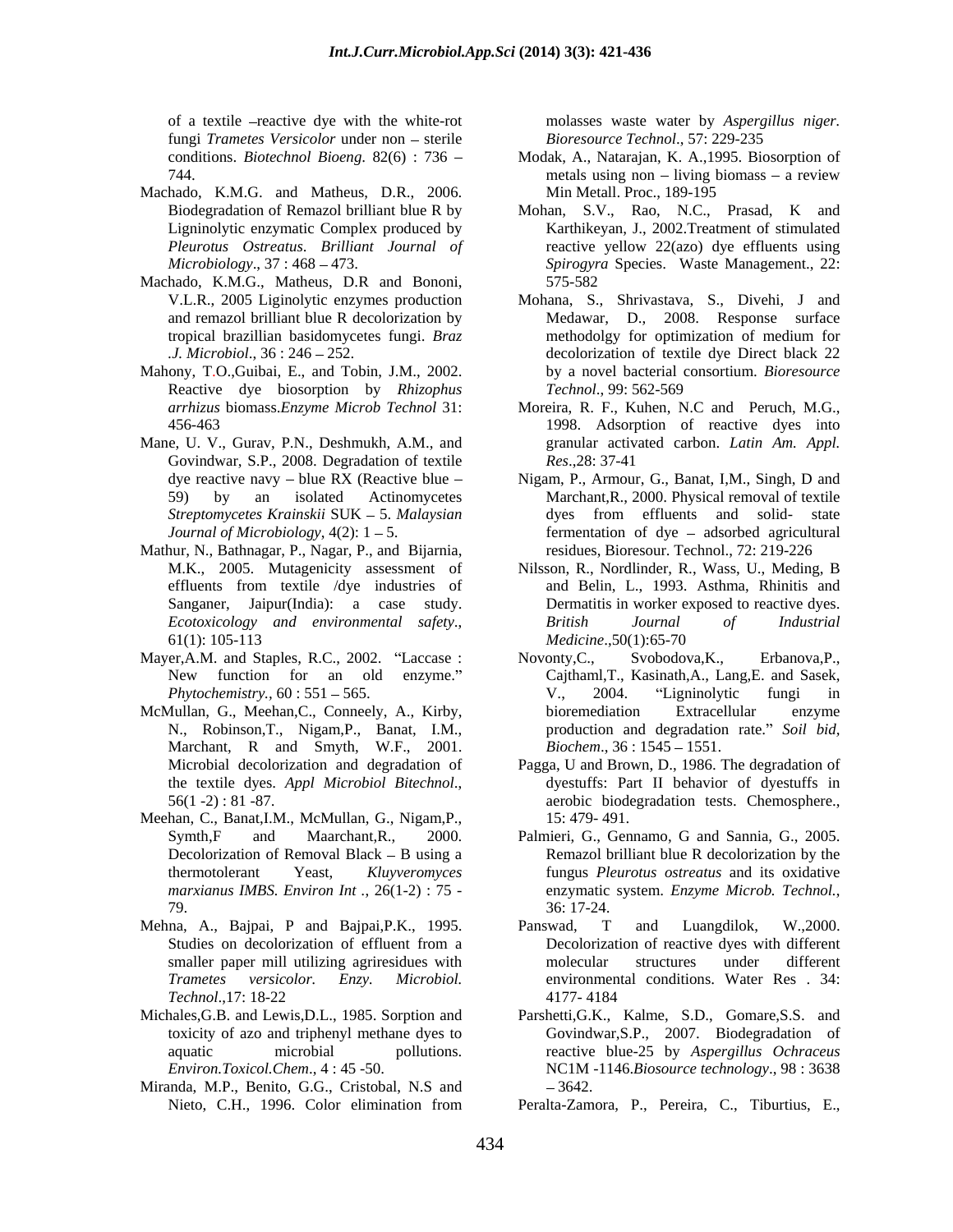of a textile –reactive dye with the white-rot fungi *Trametes Versicolor* under non – sterile conditions. *Biotechnol Bioeng*. 82(6) : 736 – 744.

Machado, K.M.G. and Matheus, D.R., 2006. Biodegradation of Remazol brilliant blue R by Ligninolytic enzymatic Complex produced by *Pleurotus Ostreatus*. *Brilliant Journal of Microbiology*., 37 : 468 – 473.

Machado, K.M.G., Matheus, D.R and Bononi, V.L.R., 2005 Liginolytic enzymes production and remazol brilliant blue R decolorization by tropical brazillian basidomycetes fungi. *Braz .J. Microbiol*., 36 : 246 – 252.

Mahony, T.O.,Guibai, E., and Tobin, J.M., 2002. Reactive dye biosorption by *Rhizophus arrhizus* biomass.*Enzyme Microb Technol* 31: 456-463

Mane, U. V., Gurav, P.N., Deshmukh, A.M., and Govindwar, S.P., 2008. Degradation of textile dye reactive navy – blue RX (Reactive blue – 59) by an isolated Actinomycetes *Streptomycetes Krainskii* SUK – 5. *Malaysian Journal of Microbiology*, 4(2): 1 – 5.

Mathur, N., Bathnagar, P., Nagar, P., and Bijarnia, M.K., 2005. Mutagenicity assessment of effluents from textile /dye industries of Sanganer, Jaipur(India): a case study. *Ecotoxicology and environmental safety*., 61(1): 105-113

Mayer,A.M. and Staples, R.C., 2002. "Laccase : New function for an old enzyme." *Phytochemistry.*, 60 : 551 – 565.

McMullan, G., Meehan,C., Conneely, A., Kirby, N., Robinson,T., Nigam,P., Banat, I.M., Marchant, R and Smyth, W.F., 2001. Microbial decolorization and degradation of the textile dyes. *Appl Microbiol Bitechnol*., 56(1 -2) : 81 -87.

Meehan, C., Banat,I.M., McMullan, G., Nigam,P., Symth,F and Maarchant,R., 2000. Decolorization of Removal Black – B using a thermotolerant Yeast, *Kluyveromyces marxianus IMBS. Environ Int* ., 26(1-2) : 75 - 79.

Mehna, A., Bajpai, P and Bajpai,P.K., 1995. Studies on decolorization of effluent from a smaller paper mill utilizing agriresidues with *Trametes versicolor. Enzy. Microbiol. Technol*.,17: 18-22

Michales,G.B. and Lewis,D.L., 1985. Sorption and toxicity of azo and triphenyl methane dyes to aquatic microbial pollutions. *Environ.Toxicol.Chem*., 4 : 45 -50.

Miranda, M.P., Benito, G.G., Cristobal, N.S and Nieto, C.H., 1996. Color elimination from molasses waste water by *Aspergillus niger*. *Bioresource Technol*., 57: 229-235

Modak, A., Natarajan, K. A.,1995. Biosorption of metals using non – living biomass – a review Min Metall. Proc., 189-195

Mohan, S.V., Rao, N.C., Prasad, K and Karthikeyan, J., 2002.Treatment of stimulated reactive yellow 22(azo) dye effluents using *Spirogyra* Species. Waste Management., 22: 575-582

Mohana, S., Shrivastava, S., Divehi, J and Medawar, D., 2008. Response surface methodolgy for optimization of medium for decolorization of textile dye Direct black 22 by a novel bacterial consortium. *Bioresource Technol*., 99: 562-569

Moreira, R. F., Kuhen, N.C and Peruch, M.G., 1998. Adsorption of reactive dyes into granular activated carbon. *Latin Am. Appl. Res*.,28: 37-41

Nigam, P., Armour, G., Banat, I,M., Singh, D and Marchant,R., 2000. Physical removal of textile dyes from effluents and solid- state fermentation of dye – adsorbed agricultural residues, Bioresour. Technol., 72: 219-226

Nilsson, R., Nordlinder, R., Wass, U., Meding, B and Belin, L., 1993. Asthma, Rhinitis and Dermatitis in worker exposed to reactive dyes. *British Journal of Industrial Medicine*.,50(1):65-70

Novonty,C., Svobodova,K., Erbanova,P., Cajthaml,T., Kasinath,A., Lang,E. and Sasek, V., 2004. "Ligninolytic fungi in bioremediation Extracellular enzyme production and degradation rate." *Soil bid, Biochem*., 36 : 1545 – 1551.

Pagga, U and Brown, D., 1986. The degradation of dyestuffs: Part II behavior of dyestuffs in aerobic biodegradation tests. Chemosphere., 15: 479- 491.

Palmieri, G., Gennamo, G and Sannia, G., 2005. Remazol brilliant blue R decolorization by the fungus *Pleurotus ostreatus* and its oxidative enzymatic system. *Enzyme Microb. Technol.*, 36: 17-24.

Panswad, T and Luangdilok, W.,2000. Decolorization of reactive dyes with different molecular structures under different environmental conditions. Water Res . 34: 4177- 4184

Parshetti,G.K., Kalme, S.D., Gomare,S.S. and Govindwar,S.P., 2007. Biodegradation of reactive blue-25 by *Aspergillus Ochraceus* NC1M -1146.*Biosource technology*., 98 : 3638 – 3642.

Peralta-Zamora, P., Pereira, C., Tiburtius, E.,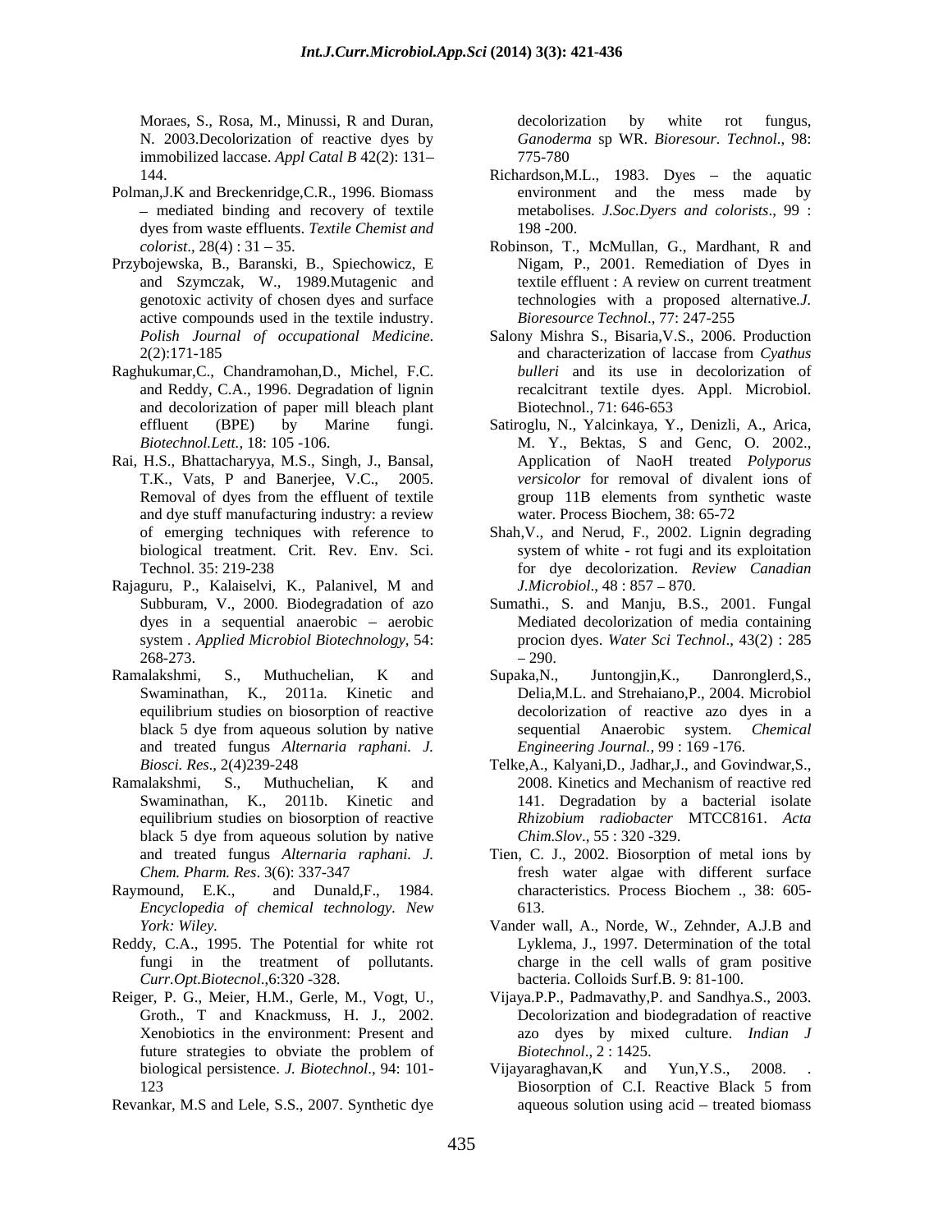Moraes, S., Rosa, M., Minussi, R and Duran, N. 2003.Decolorization of reactive dyes by immobilized laccase. *Appl Catal B* 42(2): 131–144.

Polman,J.K and Breckenridge,C.R., 1996. Biomass – mediated binding and recovery of textile dyes from waste effluents. *Textile Chemist and colorist*., 28(4) : 31 – 35.

Przybojewska, B., Baranski, B., Spiechowicz, E and Szymczak, W., 1989.Mutagenic and genotoxic activity of chosen dyes and surface active compounds used in the textile industry. *Polish Journal of occupational Medicine*. 2(2):171-185

Raghukumar,C., Chandramohan,D., Michel, F.C. and Reddy, C.A., 1996. Degradation of lignin and decolorization of paper mill bleach plant effluent (BPE) by Marine fungi. *Biotechnol.Lett.,* 18: 105 -106.

Rai, H.S., Bhattacharyya, M.S., Singh, J., Bansal, T.K., Vats, P and Banerjee, V.C., 2005. Removal of dyes from the effluent of textile and dye stuff manufacturing industry: a review of emerging techniques with reference to biological treatment. Crit. Rev. Env. Sci. Technol. 35: 219-238

Rajaguru, P., Kalaiselvi, K., Palanivel, M and Subburam, V., 2000. Biodegradation of azo dyes in a sequential anaerobic – aerobic system . *Applied Microbiol Biotechnology*, 54: 268-273.

Ramalakshmi, S., Muthuchelian, K and Swaminathan, K., 2011a. Kinetic and equilibrium studies on biosorption of reactive black 5 dye from aqueous solution by native and treated fungus *Alternaria raphani. J. Biosci. Res*., 2(4)239-248

Ramalakshmi, S., Muthuchelian, K and Swaminathan, K., 2011b. Kinetic and equilibrium studies on biosorption of reactive black 5 dye from aqueous solution by native and treated fungus *Alternaria raphani. J. Chem. Pharm. Res*. 3(6): 337-347

Raymound, E.K., and Dunald,F., 1984. *Encyclopedia of chemical technology. New York: Wiley*.

Reddy, C.A., 1995. The Potential for white rot fungi in the treatment of pollutants. *Curr.Opt.Biotecnol*.,6:320 -328.

Reiger, P. G., Meier, H.M., Gerle, M., Vogt, U., Groth., T and Knackmuss, H. J., 2002. Xenobiotics in the environment: Present and future strategies to obviate the problem of biological persistence. *J. Biotechnol*., 94: 101-123

Revankar, M.S and Lele, S.S., 2007. Synthetic dye decolorization by white rot fungus, *Ganoderma* sp WR. *Bioresour. Technol*., 98: 775-780

Richardson,M.L., 1983. Dyes – the aquatic environment and the mess made by metabolises. *J.Soc.Dyers and colorists*., 99 : 198 -200.

Robinson, T., McMullan, G., Mardhant, R and Nigam, P., 2001. Remediation of Dyes in textile effluent : A review on current treatment technologies with a proposed alternative.*J. Bioresource Technol*., 77: 247-255

Salony Mishra S., Bisaria,V.S., 2006. Production and characterization of laccase from *Cyathus bulleri* and its use in decolorization of recalcitrant textile dyes. Appl. Microbiol. Biotechnol., 71: 646-653

Satiroglu, N., Yalcinkaya, Y., Denizli, A., Arica, M. Y., Bektas, S and Genc, O. 2002., Application of NaoH treated *Polyporus versicolor* for removal of divalent ions of group 11B elements from synthetic waste water. Process Biochem, 38: 65-72

Shah,V., and Nerud, F., 2002. Lignin degrading system of white - rot fugi and its exploitation for dye decolorization. *Review Canadian J.Microbiol*., 48 : 857 – 870.

Sumathi., S. and Manju, B.S., 2001. Fungal Mediated decolorization of media containing procion dyes. *Water Sci Technol*., 43(2) : 285 – 290.

Supaka,N., Juntongjin,K., Danronglerd,S., Delia,M.L. and Strehaiano,P., 2004. Microbiol decolorization of reactive azo dyes in a sequential Anaerobic system. *Chemical Engineering Journal.,* 99 : 169 -176.

Telke,A., Kalyani,D., Jadhar,J., and Govindwar,S., 2008. Kinetics and Mechanism of reactive red 141. Degradation by a bacterial isolate *Rhizobium radiobacter* MTCC8161. *Acta Chim.Slov*., 55 : 320 -329.

Tien, C. J., 2002. Biosorption of metal ions by fresh water algae with different surface characteristics. Process Biochem ., 38: 605-613.

Vander wall, A., Norde, W., Zehnder, A.J.B and Lyklema, J., 1997. Determination of the total charge in the cell walls of gram positive bacteria. Colloids Surf.B. 9: 81-100.

Vijaya.P.P., Padmavathy,P. and Sandhya.S., 2003. Decolorization and biodegradation of reactive azo dyes by mixed culture. *Indian J Biotechnol*., 2 : 1425.

Vijayaraghavan,K and Yun,Y.S., 2008. . Biosorption of C.I. Reactive Black 5 from aqueous solution using acid – treated biomass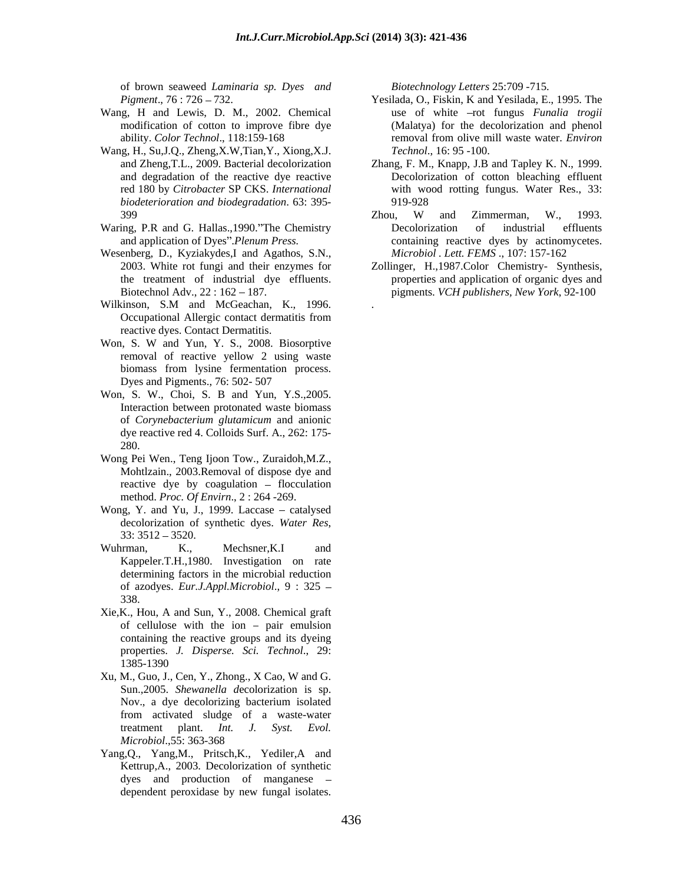of brown seaweed *Laminaria sp. Dyes and Pigment*., 76 : 726 – 732.

Wang, H and Lewis, D. M., 2002. Chemical modification of cotton to improve fibre dye ability. *Color Technol*., 118:159-168

Wang, H., Su,J.Q., Zheng,X.W,Tian,Y., Xiong,X.J. and Zheng,T.L., 2009. Bacterial decolorization and degradation of the reactive dye reactive red 180 by *Citrobacter* SP CKS. *International biodeterioration and biodegradation*. 63: 395-399

Waring, P.R and G. Hallas.,1990."The Chemistry and application of Dyes".*Plenum Press.*

Wesenberg, D., Kyziakydes,I and Agathos, S.N., 2003. White rot fungi and their enzymes for the treatment of industrial dye effluents. Biotechnol Adv., 22 : 162 – 187.

Wilkinson, S.M and McGeachan, K., 1996. Occupational Allergic contact dermatitis from reactive dyes. Contact Dermatitis.

Won, S. W and Yun, Y. S., 2008. Biosorptive removal of reactive yellow 2 using waste biomass from lysine fermentation process. Dyes and Pigments., 76: 502- 507

Won, S. W., Choi, S. B and Yun, Y.S.,2005. Interaction between protonated waste biomass of *Corynebacterium glutamicum* and anionic dye reactive red 4. Colloids Surf. A., 262: 175-280.

Wong Pei Wen., Teng Ijoon Tow., Zuraidoh,M.Z., Mohtlzain., 2003.Removal of dispose dye and reactive dye by coagulation – flocculation method. *Proc. Of Envirn*., 2 : 264 -269.

Wong, Y. and Yu, J., 1999. Laccase – catalysed decolorization of synthetic dyes. *Water Res*, 33: 3512 – 3520.

Wuhrman, K., Mechsner,K.I and Kappeler.T.H.,1980. Investigation on rate determining factors in the microbial reduction of azodyes. *Eur.J.Appl.Microbiol*., 9 : 325 – 338.

Xie,K., Hou, A and Sun, Y., 2008. Chemical graft of cellulose with the ion – pair emulsion containing the reactive groups and its dyeing properties. *J. Disperse. Sci. Technol*., 29: 1385-1390

Xu, M., Guo, J., Cen, Y., Zhong., X Cao, W and G. Sun.,2005. *Shewanella d*ecolorization is sp. Nov., a dye decolorizing bacterium isolated from activated sludge of a waste-water treatment plant. *Int. J. Syst. Evol. Microbiol*.,55: 363-368

Yang,Q., Yang,M., Pritsch,K., Yediler,A and Kettrup,A., 2003. Decolorization of synthetic dyes and production of manganese – dependent peroxidase by new fungal isolates. *Biotechnology Letters* 25:709 -715.

Yesilada, O., Fiskin, K and Yesilada, E., 1995. The use of white –rot fungus *Funalia trogii* (Malatya) for the decolorization and phenol removal from olive mill waste water. *Environ Technol*., 16: 95 -100.

Zhang, F. M., Knapp, J.B and Tapley K. N., 1999. Decolorization of cotton bleaching effluent with wood rotting fungus. Water Res., 33: 919-928

Zhou, W and Zimmerman, W., 1993. Decolorization of industrial effluents containing reactive dyes by actinomycetes. *Microbiol . Lett. FEMS* ., 107: 157-162

Zollinger, H.,1987.Color Chemistry- Synthesis, properties and application of organic dyes and pigments. *VCH publishers, New York*, 92-100